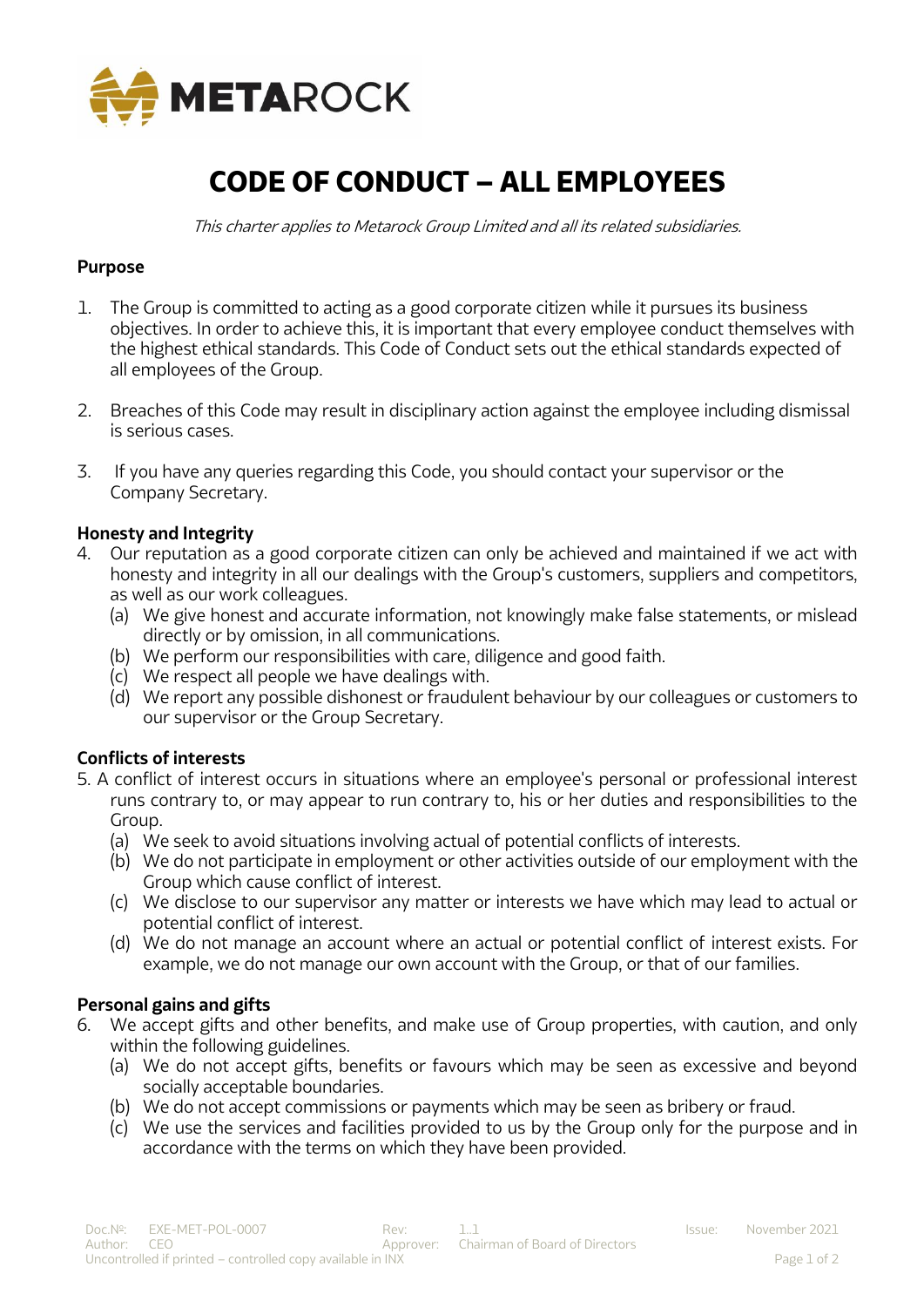# CODE OF CONDUCT – ALL EMPLOYEES

*This charter applies to Metarock Group Limited and all its related subsidiaries.*

**Purpose**

1. The Group is committed to acting as a good corporate citizen while it pursues its business objectives. In order to achieve this, it is important that every employee conduct themselves with the highest ethical standards. This Code of Conduct sets out the ethical standards expected of all employees of the Group.

2. Breaches of this Code may result in disciplinary action against the employee including dismissal is serious cases.

3. If you have any queries regarding this Code, you should contact your supervisor or the Company Secretary.

**Honesty and Integrity**

4. Our reputation as a good corporate citizen can only be achieved and maintained if we act with honesty and integrity in all our dealings with the Group's customers, suppliers and competitors, as well as our work colleagues.
   (a) We give honest and accurate information, not knowingly make false statements, or mislead directly or by omission, in all communications.
   (b) We perform our responsibilities with care, diligence and good faith.
   (c) We respect all people we have dealings with.
   (d) We report any possible dishonest or fraudulent behaviour by our colleagues or customers to our supervisor or the Group Secretary.

**Conflicts of interests**

5. A conflict of interest occurs in situations where an employee's personal or professional interest runs contrary to, or may appear to run contrary to, his or her duties and responsibilities to the Group.
   (a) We seek to avoid situations involving actual of potential conflicts of interests.
   (b) We do not participate in employment or other activities outside of our employment with the Group which cause conflict of interest.
   (c) We disclose to our supervisor any matter or interests we have which may lead to actual or potential conflict of interest.
   (d) We do not manage an account where an actual or potential conflict of interest exists. For example, we do not manage our own account with the Group, or that of our families.

**Personal gains and gifts**

6. We accept gifts and other benefits, and make use of Group properties, with caution, and only within the following guidelines.
   (a) We do not accept gifts, benefits or favours which may be seen as excessive and beyond socially acceptable boundaries.
   (b) We do not accept commissions or payments which may be seen as bribery or fraud.
   (c) We use the services and facilities provided to us by the Group only for the purpose and in accordance with the terms on which they have been provided.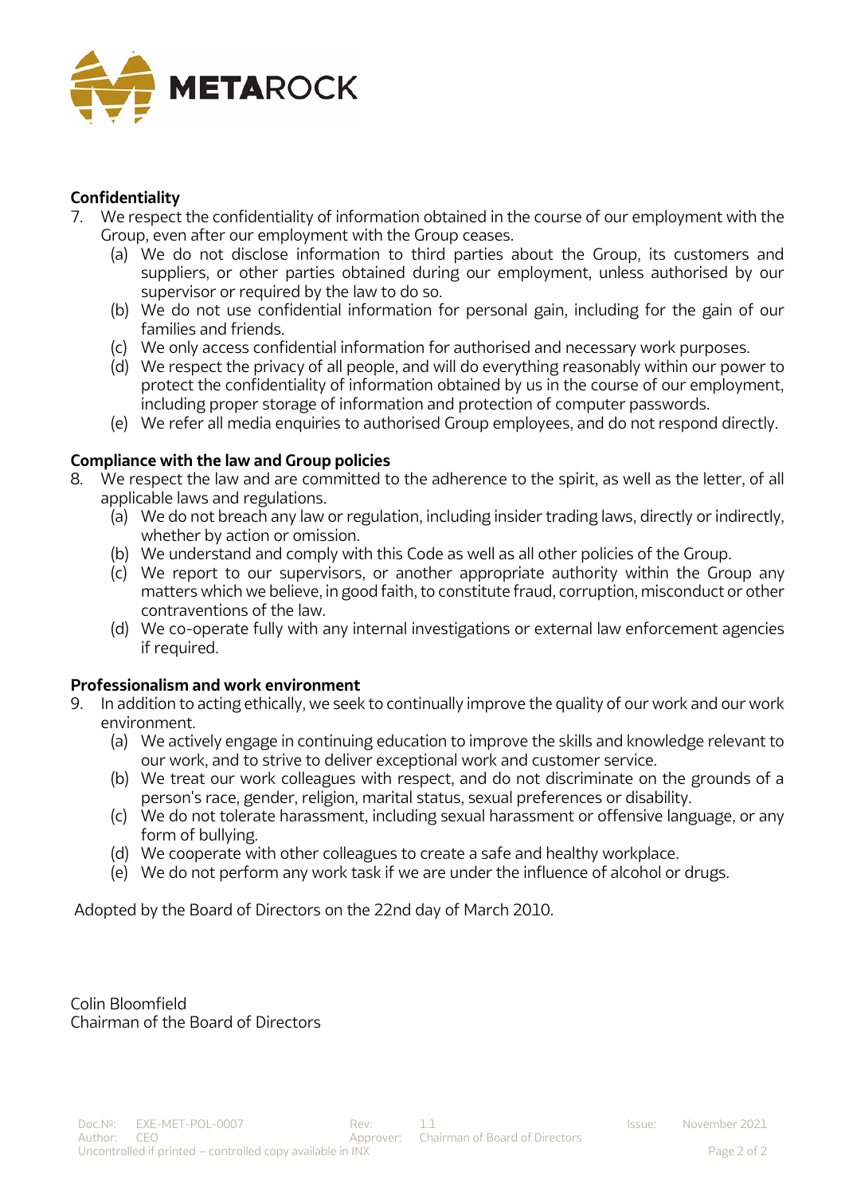**Confidentiality**

7. We respect the confidentiality of information obtained in the course of our employment with the Group, even after our employment with the Group ceases.
   (a) We do not disclose information to third parties about the Group, its customers and suppliers, or other parties obtained during our employment, unless authorised by our supervisor or required by the law to do so.
   (b) We do not use confidential information for personal gain, including for the gain of our families and friends.
   (c) We only access confidential information for authorised and necessary work purposes.
   (d) We respect the privacy of all people, and will do everything reasonably within our power to protect the confidentiality of information obtained by us in the course of our employment, including proper storage of information and protection of computer passwords.
   (e) We refer all media enquiries to authorised Group employees, and do not respond directly.

**Compliance with the law and Group policies**

8. We respect the law and are committed to the adherence to the spirit, as well as the letter, of all applicable laws and regulations.
   (a) We do not breach any law or regulation, including insider trading laws, directly or indirectly, whether by action or omission.
   (b) We understand and comply with this Code as well as all other policies of the Group.
   (c) We report to our supervisors, or another appropriate authority within the Group any matters which we believe, in good faith, to constitute fraud, corruption, misconduct or other contraventions of the law.
   (d) We co-operate fully with any internal investigations or external law enforcement agencies if required.

**Professionalism and work environment**

9. In addition to acting ethically, we seek to continually improve the quality of our work and our work environment.
   (a) We actively engage in continuing education to improve the skills and knowledge relevant to our work, and to strive to deliver exceptional work and customer service.
   (b) We treat our work colleagues with respect, and do not discriminate on the grounds of a person's race, gender, religion, marital status, sexual preferences or disability.
   (c) We do not tolerate harassment, including sexual harassment or offensive language, or any form of bullying.
   (d) We cooperate with other colleagues to create a safe and healthy workplace.
   (e) We do not perform any work task if we are under the influence of alcohol or drugs.

Adopted by the Board of Directors on the 22nd day of March 2010.

Colin Bloomfield
Chairman of the Board of Directors